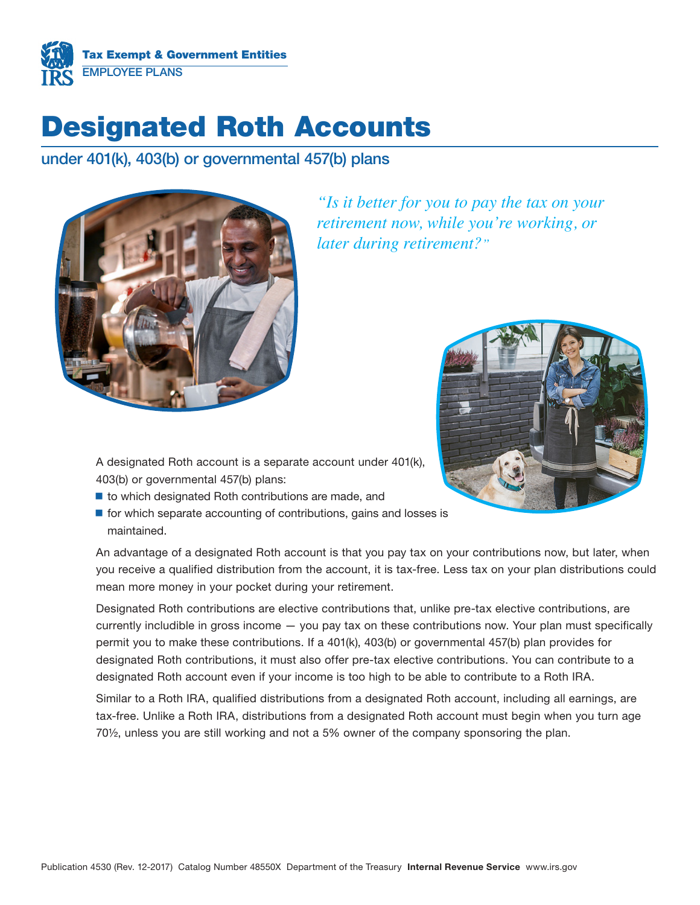Tax Exempt & Government Entities
EMPLOYEE PLANS

# Designated Roth Accounts

## under 401(k), 403(b) or governmental 457(b) plans

*"Is it better for you to pay the tax on your retirement now, while you're working, or later during retirement?"*

A designated Roth account is a separate account under 401(k), 403(b) or governmental 457(b) plans:

- to which designated Roth contributions are made, and
- for which separate accounting of contributions, gains and losses is maintained.

An advantage of a designated Roth account is that you pay tax on your contributions now, but later, when you receive a qualified distribution from the account, it is tax-free. Less tax on your plan distributions could mean more money in your pocket during your retirement.

Designated Roth contributions are elective contributions that, unlike pre-tax elective contributions, are currently includible in gross income — you pay tax on these contributions now. Your plan must specifically permit you to make these contributions. If a 401(k), 403(b) or governmental 457(b) plan provides for designated Roth contributions, it must also offer pre-tax elective contributions. You can contribute to a designated Roth account even if your income is too high to be able to contribute to a Roth IRA.

Similar to a Roth IRA, qualified distributions from a designated Roth account, including all earnings, are tax-free. Unlike a Roth IRA, distributions from a designated Roth account must begin when you turn age 70½, unless you are still working and not a 5% owner of the company sponsoring the plan.

Publication 4530 (Rev. 12-2017) Catalog Number 48550X Department of the Treasury **Internal Revenue Service** www.irs.gov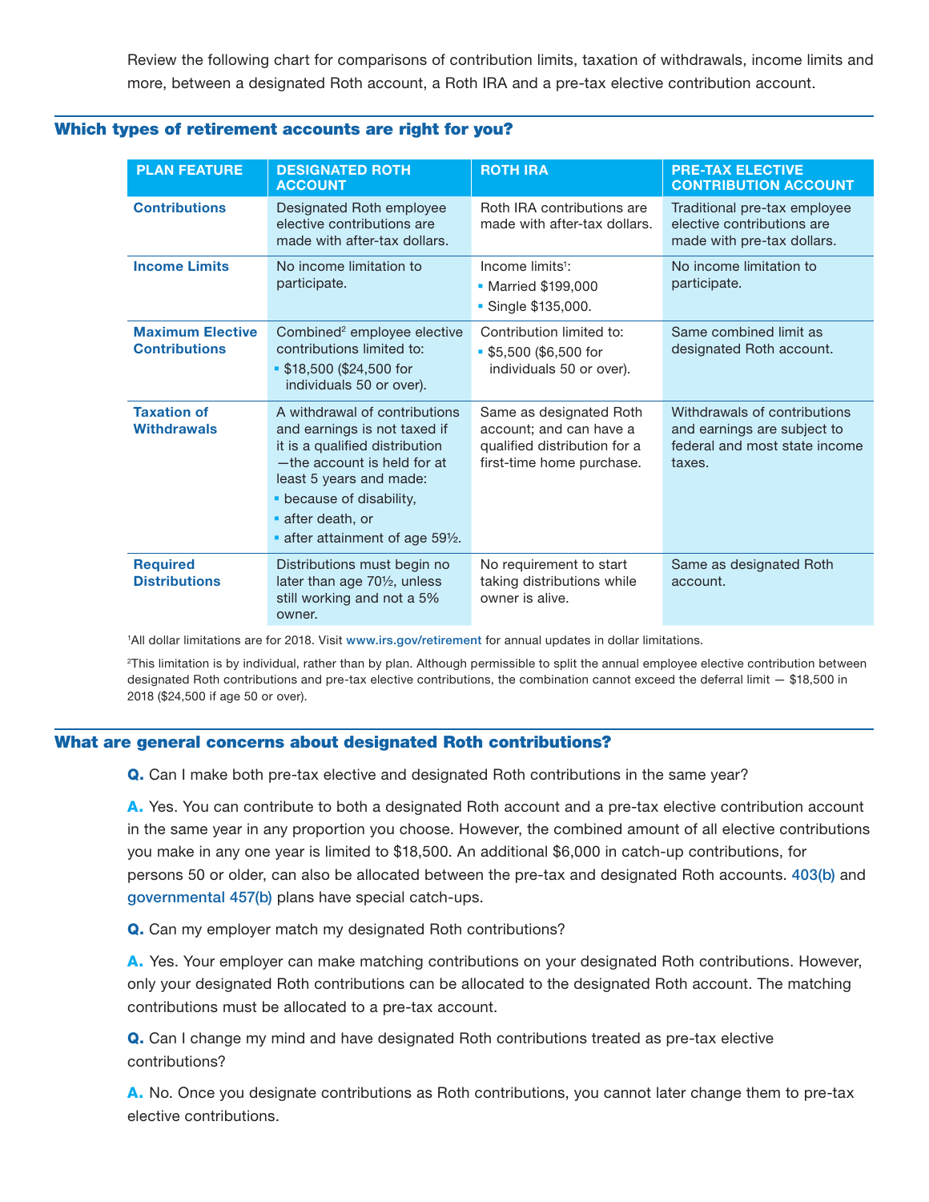Review the following chart for comparisons of contribution limits, taxation of withdrawals, income limits and more, between a designated Roth account, a Roth IRA and a pre-tax elective contribution account.

## Which types of retirement accounts are right for you?

| PLAN FEATURE | DESIGNATED ROTH ACCOUNT | ROTH IRA | PRE-TAX ELECTIVE CONTRIBUTION ACCOUNT |
|---|---|---|---|
| **Contributions** | Designated Roth employee elective contributions are made with after-tax dollars. | Roth IRA contributions are made with after-tax dollars. | Traditional pre-tax employee elective contributions are made with pre-tax dollars. |
| **Income Limits** | No income limitation to participate. | Income limits[1]: <br>▪ Married $199,000 <br>▪ Single $135,000. | No income limitation to participate. |
| **Maximum Elective Contributions** | Combined[2] employee elective contributions limited to: <br>▪ $18,500 ($24,500 for individuals 50 or over). | Contribution limited to: <br>▪ $5,500 ($6,500 for individuals 50 or over). | Same combined limit as designated Roth account. |
| **Taxation of Withdrawals** | A withdrawal of contributions and earnings is not taxed if it is a qualified distribution —the account is held for at least 5 years and made: <br>▪ because of disability, <br>▪ after death, or <br>▪ after attainment of age 59½. | Same as designated Roth account; and can have a qualified distribution for a first-time home purchase. | Withdrawals of contributions and earnings are subject to federal and most state income taxes. |
| **Required Distributions** | Distributions must begin no later than age 70½, unless still working and not a 5% owner. | No requirement to start taking distributions while owner is alive. | Same as designated Roth account. |

[1]All dollar limitations are for 2018. Visit www.irs.gov/retirement for annual updates in dollar limitations.

[2]This limitation is by individual, rather than by plan. Although permissible to split the annual employee elective contribution between designated Roth contributions and pre-tax elective contributions, the combination cannot exceed the deferral limit — $18,500 in 2018 ($24,500 if age 50 or over).

## What are general concerns about designated Roth contributions?

**Q.** Can I make both pre-tax elective and designated Roth contributions in the same year?

**A.** Yes. You can contribute to both a designated Roth account and a pre-tax elective contribution account in the same year in any proportion you choose. However, the combined amount of all elective contributions you make in any one year is limited to $18,500. An additional $6,000 in catch-up contributions, for persons 50 or older, can also be allocated between the pre-tax and designated Roth accounts. 403(b) and governmental 457(b) plans have special catch-ups.

**Q.** Can my employer match my designated Roth contributions?

**A.** Yes. Your employer can make matching contributions on your designated Roth contributions. However, only your designated Roth contributions can be allocated to the designated Roth account. The matching contributions must be allocated to a pre-tax account.

**Q.** Can I change my mind and have designated Roth contributions treated as pre-tax elective contributions?

**A.** No. Once you designate contributions as Roth contributions, you cannot later change them to pre-tax elective contributions.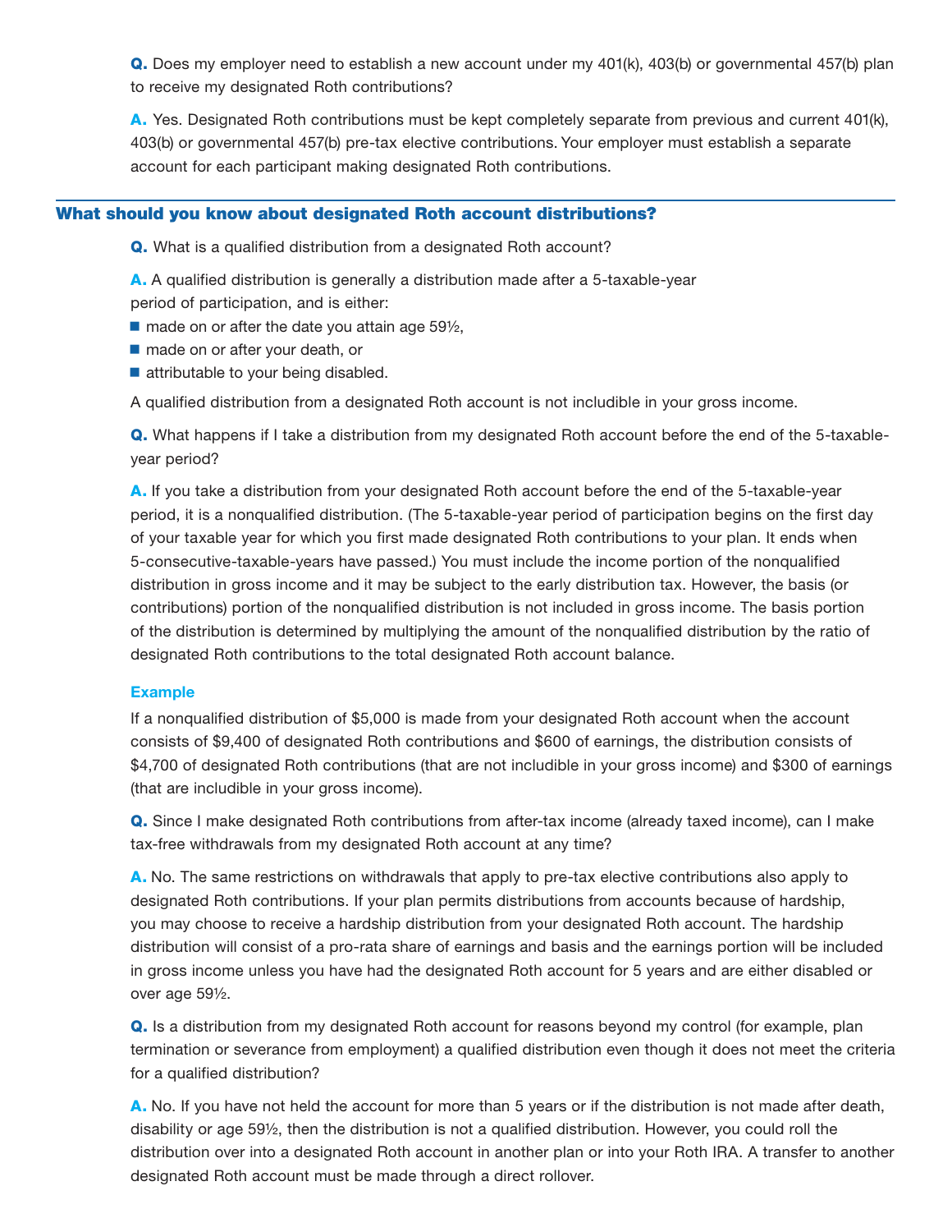**Q.** Does my employer need to establish a new account under my 401(k), 403(b) or governmental 457(b) plan to receive my designated Roth contributions?

**A.** Yes. Designated Roth contributions must be kept completely separate from previous and current 401(k), 403(b) or governmental 457(b) pre-tax elective contributions. Your employer must establish a separate account for each participant making designated Roth contributions.

## What should you know about designated Roth account distributions?

**Q.** What is a qualified distribution from a designated Roth account?

**A.** A qualified distribution is generally a distribution made after a 5-taxable-year period of participation, and is either:

- made on or after the date you attain age 59½,
- made on or after your death, or
- attributable to your being disabled.

A qualified distribution from a designated Roth account is not includible in your gross income.

**Q.** What happens if I take a distribution from my designated Roth account before the end of the 5-taxable-year period?

**A.** If you take a distribution from your designated Roth account before the end of the 5-taxable-year period, it is a nonqualified distribution. (The 5-taxable-year period of participation begins on the first day of your taxable year for which you first made designated Roth contributions to your plan. It ends when 5-consecutive-taxable-years have passed.) You must include the income portion of the nonqualified distribution in gross income and it may be subject to the early distribution tax. However, the basis (or contributions) portion of the nonqualified distribution is not included in gross income. The basis portion of the distribution is determined by multiplying the amount of the nonqualified distribution by the ratio of designated Roth contributions to the total designated Roth account balance.

### Example

If a nonqualified distribution of $5,000 is made from your designated Roth account when the account consists of $9,400 of designated Roth contributions and $600 of earnings, the distribution consists of $4,700 of designated Roth contributions (that are not includible in your gross income) and $300 of earnings (that are includible in your gross income).

**Q.** Since I make designated Roth contributions from after-tax income (already taxed income), can I make tax-free withdrawals from my designated Roth account at any time?

**A.** No. The same restrictions on withdrawals that apply to pre-tax elective contributions also apply to designated Roth contributions. If your plan permits distributions from accounts because of hardship, you may choose to receive a hardship distribution from your designated Roth account. The hardship distribution will consist of a pro-rata share of earnings and basis and the earnings portion will be included in gross income unless you have had the designated Roth account for 5 years and are either disabled or over age 59½.

**Q.** Is a distribution from my designated Roth account for reasons beyond my control (for example, plan termination or severance from employment) a qualified distribution even though it does not meet the criteria for a qualified distribution?

**A.** No. If you have not held the account for more than 5 years or if the distribution is not made after death, disability or age 59½, then the distribution is not a qualified distribution. However, you could roll the distribution over into a designated Roth account in another plan or into your Roth IRA. A transfer to another designated Roth account must be made through a direct rollover.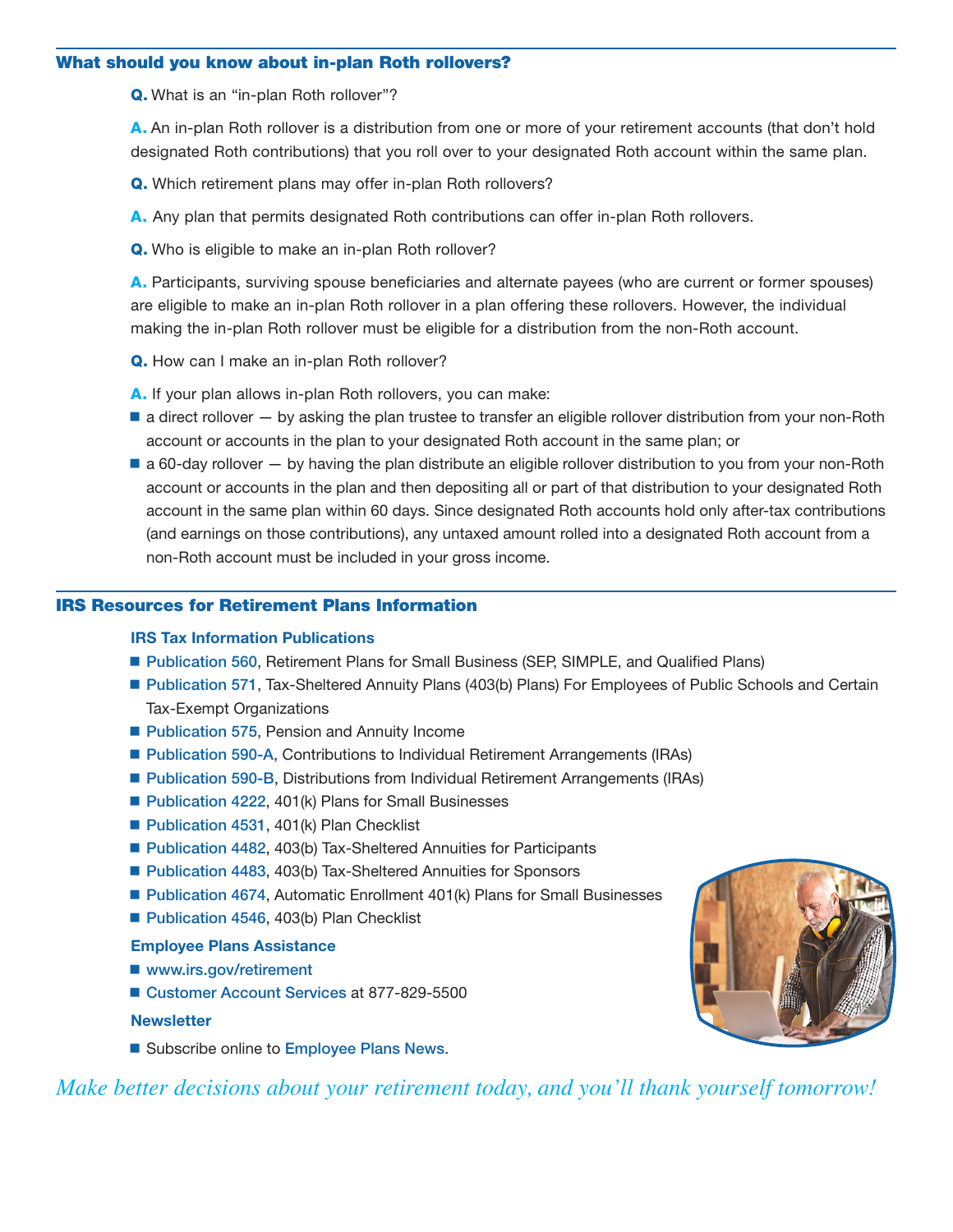## What should you know about in-plan Roth rollovers?

**Q.** What is an "in-plan Roth rollover"?

**A.** An in-plan Roth rollover is a distribution from one or more of your retirement accounts (that don't hold designated Roth contributions) that you roll over to your designated Roth account within the same plan.

**Q.** Which retirement plans may offer in-plan Roth rollovers?

**A.** Any plan that permits designated Roth contributions can offer in-plan Roth rollovers.

**Q.** Who is eligible to make an in-plan Roth rollover?

**A.** Participants, surviving spouse beneficiaries and alternate payees (who are current or former spouses) are eligible to make an in-plan Roth rollover in a plan offering these rollovers. However, the individual making the in-plan Roth rollover must be eligible for a distribution from the non-Roth account.

**Q.** How can I make an in-plan Roth rollover?

**A.** If your plan allows in-plan Roth rollovers, you can make:

- a direct rollover — by asking the plan trustee to transfer an eligible rollover distribution from your non-Roth account or accounts in the plan to your designated Roth account in the same plan; or
- a 60-day rollover — by having the plan distribute an eligible rollover distribution to you from your non-Roth account or accounts in the plan and then depositing all or part of that distribution to your designated Roth account in the same plan within 60 days. Since designated Roth accounts hold only after-tax contributions (and earnings on those contributions), any untaxed amount rolled into a designated Roth account from a non-Roth account must be included in your gross income.

## IRS Resources for Retirement Plans Information

### IRS Tax Information Publications

- Publication 560, Retirement Plans for Small Business (SEP, SIMPLE, and Qualified Plans)
- Publication 571, Tax-Sheltered Annuity Plans (403(b) Plans) For Employees of Public Schools and Certain Tax-Exempt Organizations
- Publication 575, Pension and Annuity Income
- Publication 590-A, Contributions to Individual Retirement Arrangements (IRAs)
- Publication 590-B, Distributions from Individual Retirement Arrangements (IRAs)
- Publication 4222, 401(k) Plans for Small Businesses
- Publication 4531, 401(k) Plan Checklist
- Publication 4482, 403(b) Tax-Sheltered Annuities for Participants
- Publication 4483, 403(b) Tax-Sheltered Annuities for Sponsors
- Publication 4674, Automatic Enrollment 401(k) Plans for Small Businesses
- Publication 4546, 403(b) Plan Checklist

### Employee Plans Assistance

- www.irs.gov/retirement
- Customer Account Services at 877-829-5500

### Newsletter

- Subscribe online to Employee Plans News.

*Make better decisions about your retirement today, and you'll thank yourself tomorrow!*